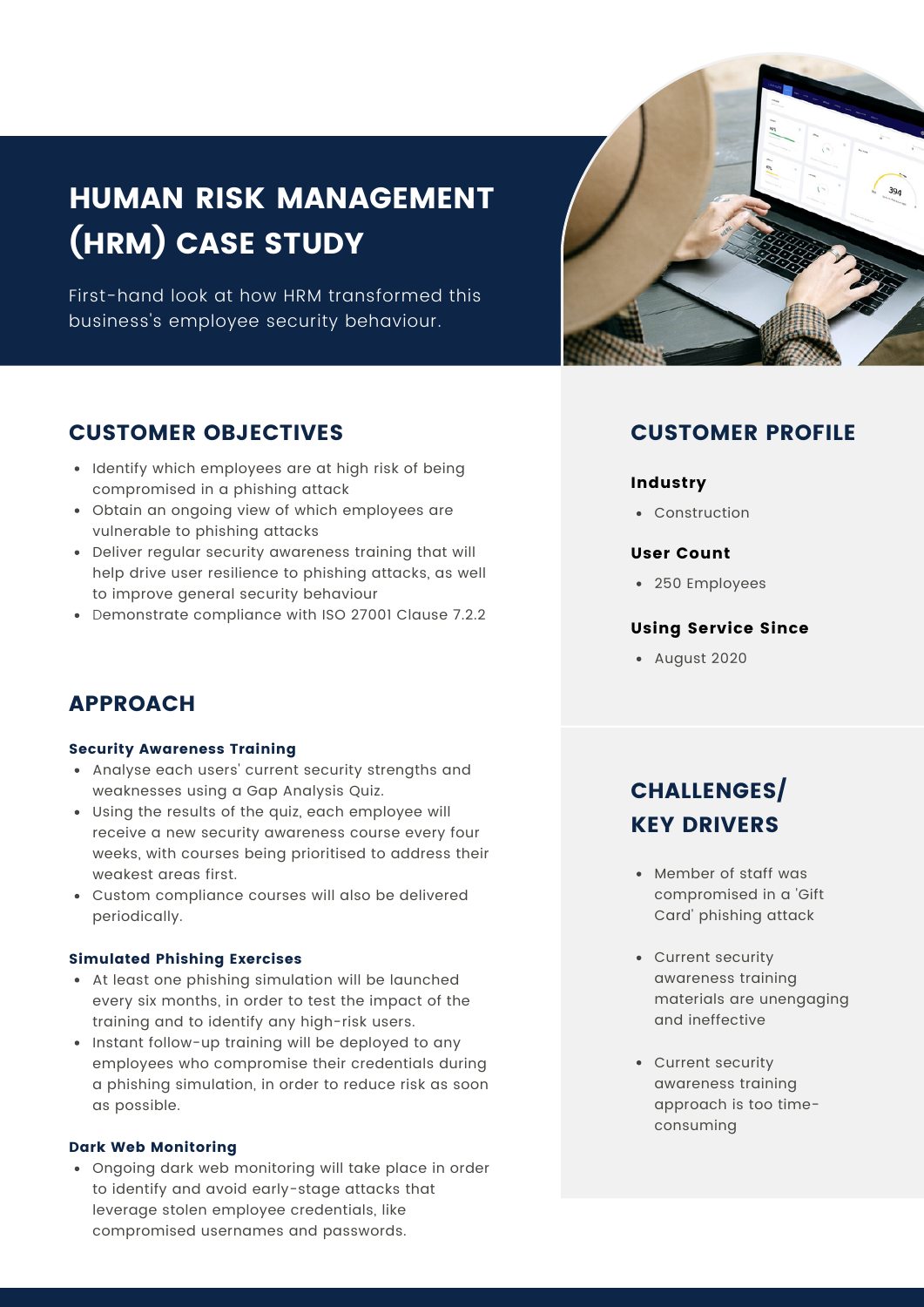# HUMAN RISK MANAGEMENT (HRM) CASE STUDY

First-hand look at how HRM transformed this business's employee security behaviour.

## CUSTOMER OBJECTIVES

- Identify which employees are at high risk of being compromised in a phishing attack
- Obtain an ongoing view of which employees are vulnerable to phishing attacks
- Deliver regular security awareness training that will help drive user resilience to phishing attacks, as well to improve general security behaviour
- Demonstrate compliance with ISO 27001 Clause 7.2.2

## APPROACH

### Security Awareness Training

- Analyse each users' current security strengths and weaknesses using a Gap Analysis Quiz.
- Using the results of the quiz, each employee will receive a new security awareness course every four weeks, with courses being prioritised to address their weakest areas first.
- Custom compliance courses will also be delivered periodically.

### Simulated Phishing Exercises

- At least one phishing simulation will be launched every six months, in order to test the impact of the training and to identify any high-risk users.
- Instant follow-up training will be deployed to any employees who compromise their credentials during a phishing simulation, in order to reduce risk as soon as possible.

### Dark Web Monitoring

- Ongoing dark web monitoring will take place in order to identify and avoid early-stage attacks that leverage stolen employee credentials, like compromised usernames and passwords.

## CUSTOMER PROFILE

### Industry

- Construction

### User Count

- 250 Employees

### Using Service Since

- August 2020

## CHALLENGES/ KEY DRIVERS

- Member of staff was compromised in a 'Gift Card' phishing attack
- Current security awareness training materials are unengaging and ineffective
- Current security awareness training approach is too time-consuming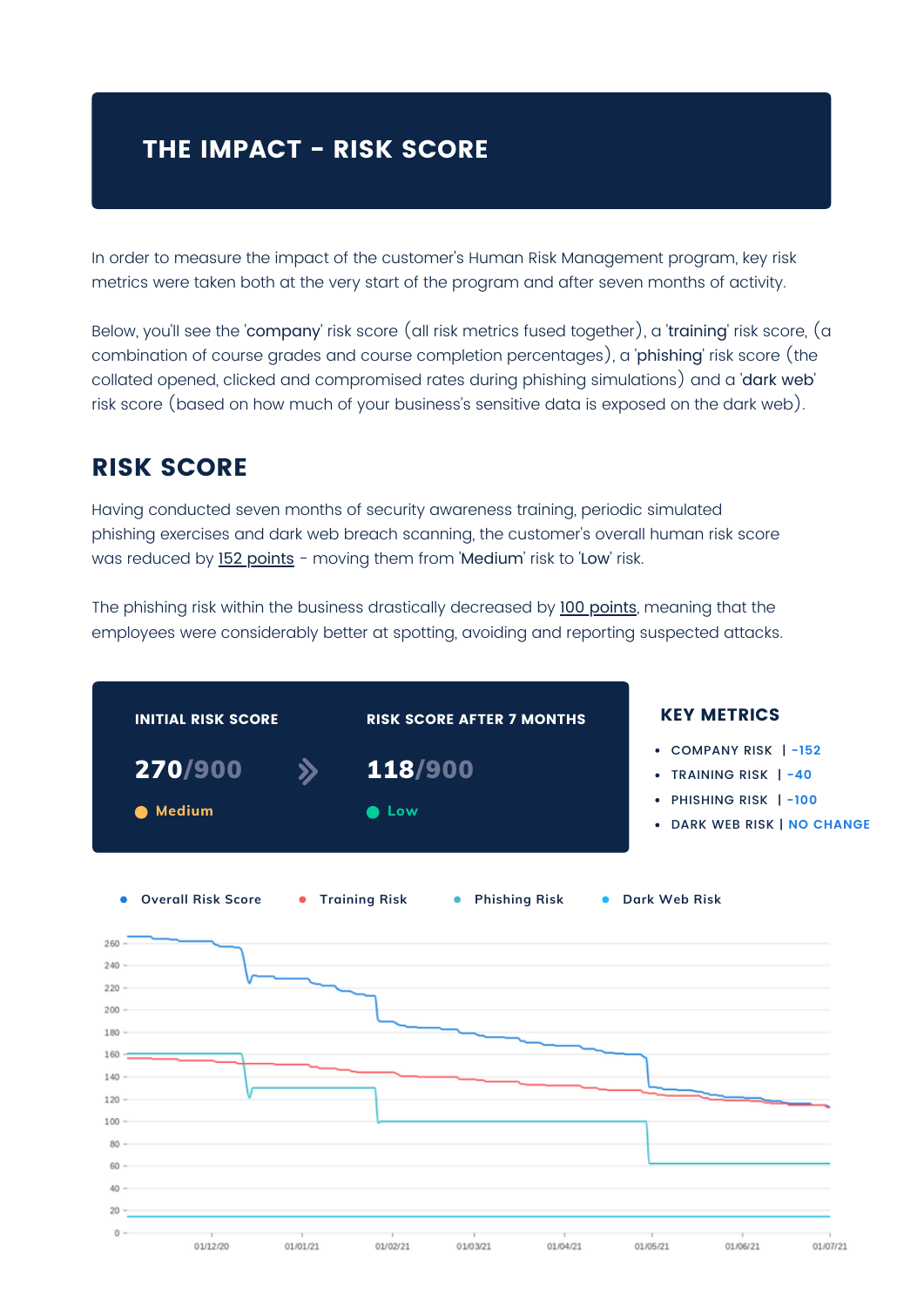# THE IMPACT - RISK SCORE

In order to measure the impact of the customer's Human Risk Management program, key risk metrics were taken both at the very start of the program and after seven months of activity.

Below, you'll see the 'company' risk score (all risk metrics fused together), a 'training' risk score, (a combination of course grades and course completion percentages), a 'phishing' risk score (the collated opened, clicked and compromised rates during phishing simulations) and a 'dark web' risk score (based on how much of your business's sensitive data is exposed on the dark web).

## RISK SCORE

Having conducted seven months of security awareness training, periodic simulated phishing exercises and dark web breach scanning, the customer's overall human risk score was reduced by 152 points - moving them from 'Medium' risk to 'Low' risk.

The phishing risk within the business drastically decreased by 100 points, meaning that the employees were considerably better at spotting, avoiding and reporting suspected attacks.

| INITIAL RISK SCORE | RISK SCORE AFTER 7 MONTHS |
| --- | --- |
| 270/900 | 118/900 |
| Medium | Low |

### KEY METRICS

- COMPANY RISK | -152
- TRAINING RISK | -40
- PHISHING RISK | -100
- DARK WEB RISK | NO CHANGE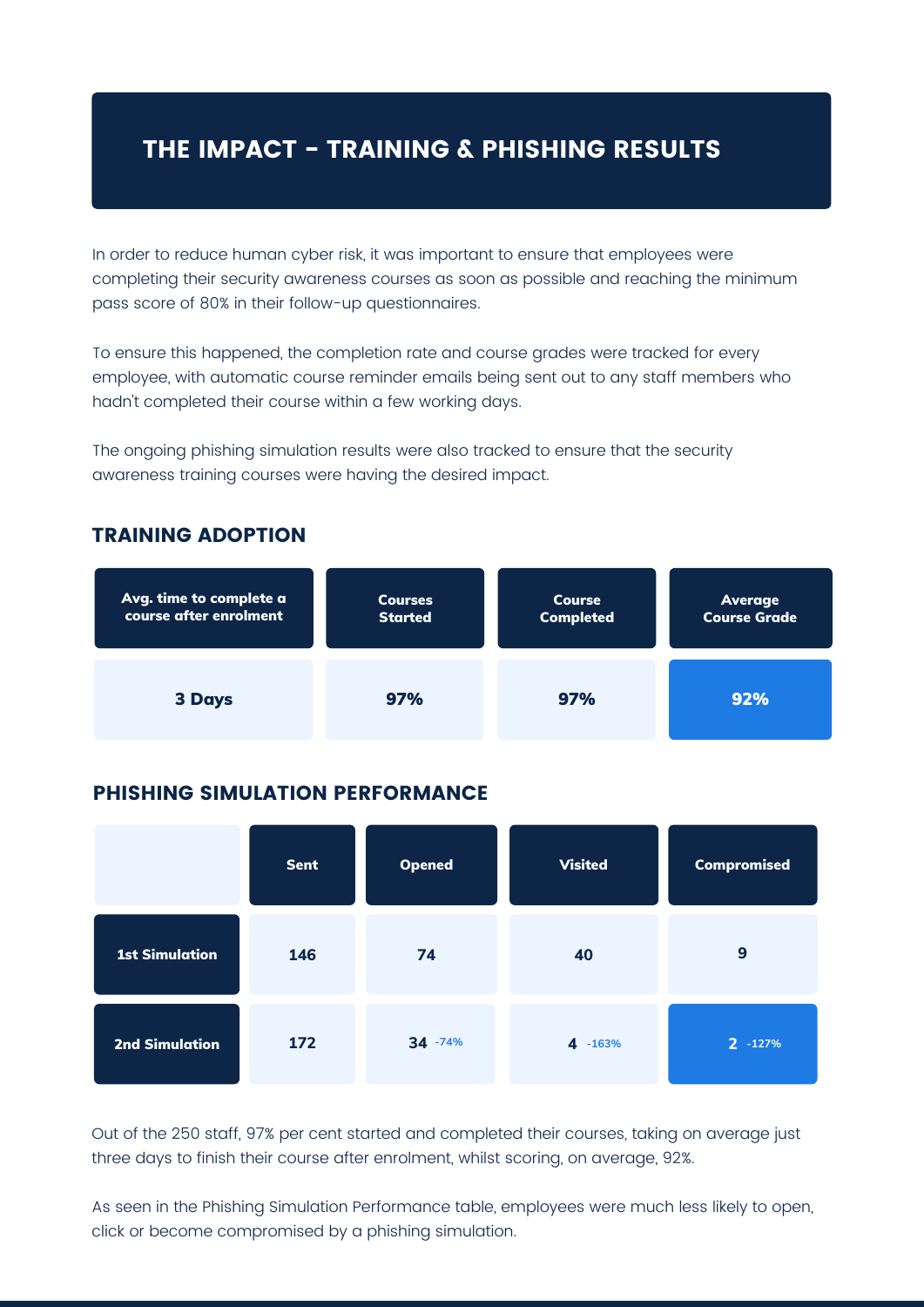## THE IMPACT - TRAINING & PHISHING RESULTS

In order to reduce human cyber risk, it was important to ensure that employees were completing their security awareness courses as soon as possible and reaching the minimum pass score of 80% in their follow-up questionnaires.

To ensure this happened, the completion rate and course grades were tracked for every employee, with automatic course reminder emails being sent out to any staff members who hadn't completed their course within a few working days.

The ongoing phishing simulation results were also tracked to ensure that the security awareness training courses were having the desired impact.

### TRAINING ADOPTION

| Avg. time to complete a course after enrolment | Courses Started | Course Completed | Average Course Grade |
|---|---|---|---|
| 3 Days | 97% | 97% | 92% |

### PHISHING SIMULATION PERFORMANCE

| | Sent | Opened | Visited | Compromised |
|---|---|---|---|---|
| 1st Simulation | 146 | 74 | 40 | 9 |
| 2nd Simulation | 172 | 34 -74% | 4 -163% | 2 -127% |

Out of the 250 staff, 97% per cent started and completed their courses, taking on average just three days to finish their course after enrolment, whilst scoring, on average, 92%.

As seen in the Phishing Simulation Performance table, employees were much less likely to open, click or become compromised by a phishing simulation.